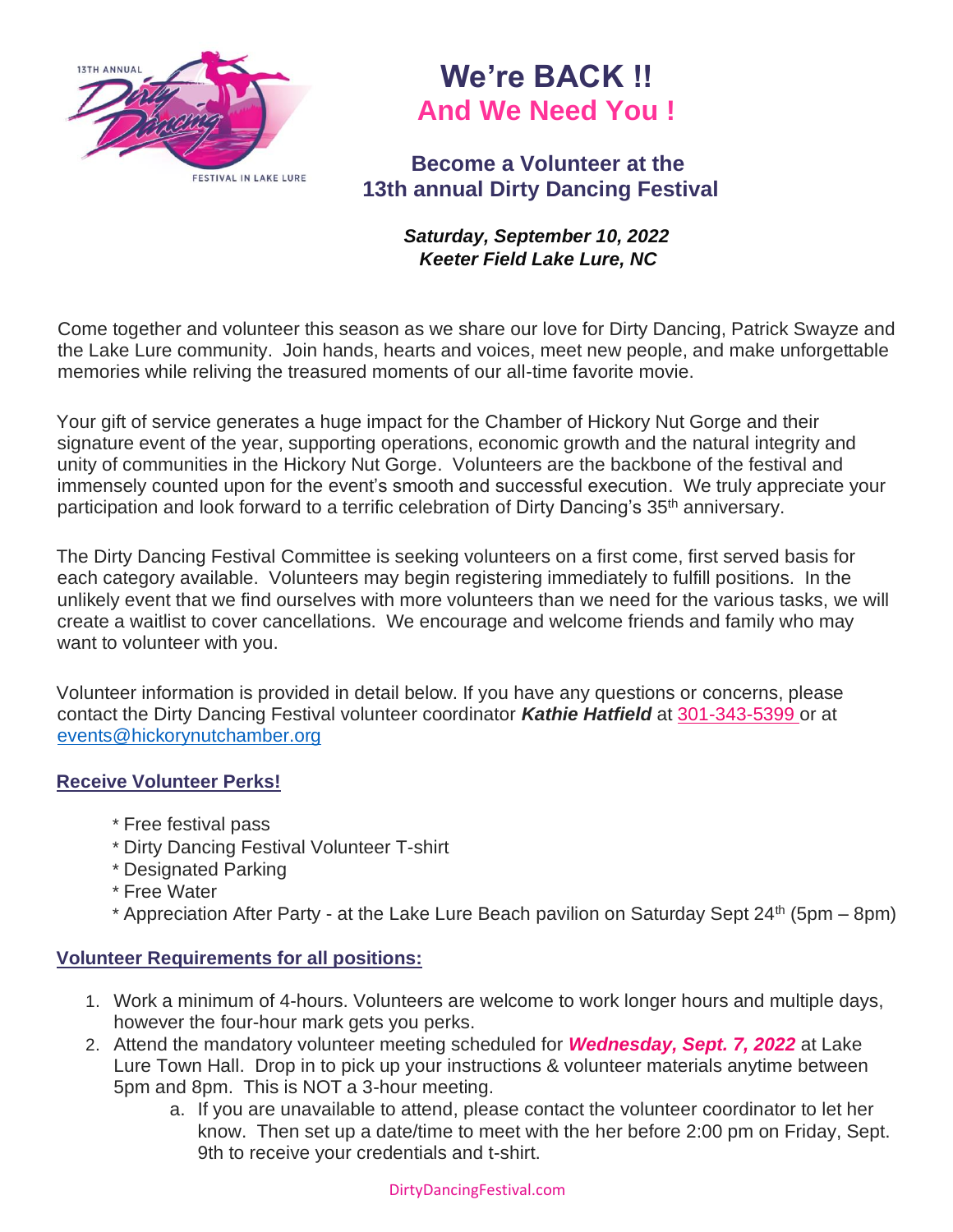# We're BACK !!

# And We Need You !

## Become a Volunteer at the 13th annual Dirty Dancing Festival

***Saturday, September 10, 2022***
***Keeter Field Lake Lure, NC***

Come together and volunteer this season as we share our love for Dirty Dancing, Patrick Swayze and the Lake Lure community. Join hands, hearts and voices, meet new people, and make unforgettable memories while reliving the treasured moments of our all-time favorite movie.

Your gift of service generates a huge impact for the Chamber of Hickory Nut Gorge and their signature event of the year, supporting operations, economic growth and the natural integrity and unity of communities in the Hickory Nut Gorge. Volunteers are the backbone of the festival and immensely counted upon for the event's smooth and successful execution. We truly appreciate your participation and look forward to a terrific celebration of Dirty Dancing's 35th anniversary.

The Dirty Dancing Festival Committee is seeking volunteers on a first come, first served basis for each category available. Volunteers may begin registering immediately to fulfill positions. In the unlikely event that we find ourselves with more volunteers than we need for the various tasks, we will create a waitlist to cover cancellations. We encourage and welcome friends and family who may want to volunteer with you.

Volunteer information is provided in detail below. If you have any questions or concerns, please contact the Dirty Dancing Festival volunteer coordinator ***Kathie Hatfield*** at 301-343-5399 or at events@hickorynutchamber.org

### Receive Volunteer Perks!

- Free festival pass
- Dirty Dancing Festival Volunteer T-shirt
- Designated Parking
- Free Water
- Appreciation After Party - at the Lake Lure Beach pavilion on Saturday Sept 24th (5pm – 8pm)

### Volunteer Requirements for all positions:

1. Work a minimum of 4-hours. Volunteers are welcome to work longer hours and multiple days, however the four-hour mark gets you perks.
2. Attend the mandatory volunteer meeting scheduled for ***Wednesday, Sept. 7, 2022*** at Lake Lure Town Hall. Drop in to pick up your instructions & volunteer materials anytime between 5pm and 8pm. This is NOT a 3-hour meeting.
   a. If you are unavailable to attend, please contact the volunteer coordinator to let her know. Then set up a date/time to meet with the her before 2:00 pm on Friday, Sept. 9th to receive your credentials and t-shirt.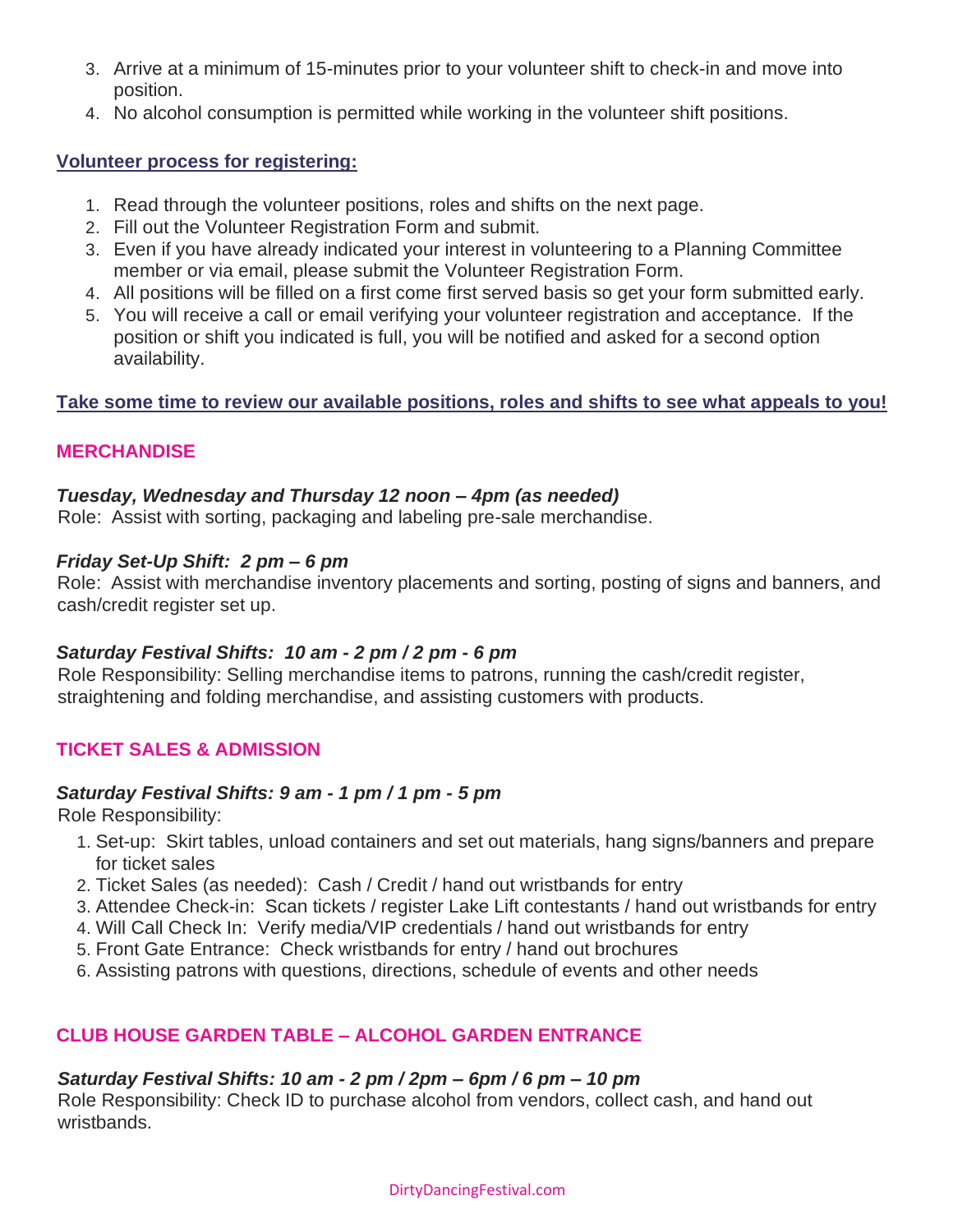3. Arrive at a minimum of 15-minutes prior to your volunteer shift to check-in and move into position.
4. No alcohol consumption is permitted while working in the volunteer shift positions.

**Volunteer process for registering:**

1. Read through the volunteer positions, roles and shifts on the next page.
2. Fill out the Volunteer Registration Form and submit.
3. Even if you have already indicated your interest in volunteering to a Planning Committee member or via email, please submit the Volunteer Registration Form.
4. All positions will be filled on a first come first served basis so get your form submitted early.
5. You will receive a call or email verifying your volunteer registration and acceptance. If the position or shift you indicated is full, you will be notified and asked for a second option availability.

**Take some time to review our available positions, roles and shifts to see what appeals to you!**

## MERCHANDISE

***Tuesday, Wednesday and Thursday 12 noon – 4pm (as needed)***

Role: Assist with sorting, packaging and labeling pre-sale merchandise.

***Friday Set-Up Shift: 2 pm – 6 pm***

Role: Assist with merchandise inventory placements and sorting, posting of signs and banners, and cash/credit register set up.

***Saturday Festival Shifts: 10 am - 2 pm / 2 pm - 6 pm***

Role Responsibility: Selling merchandise items to patrons, running the cash/credit register, straightening and folding merchandise, and assisting customers with products.

## TICKET SALES & ADMISSION

***Saturday Festival Shifts: 9 am - 1 pm / 1 pm - 5 pm***

Role Responsibility:

1. Set-up: Skirt tables, unload containers and set out materials, hang signs/banners and prepare for ticket sales
2. Ticket Sales (as needed): Cash / Credit / hand out wristbands for entry
3. Attendee Check-in: Scan tickets / register Lake Lift contestants / hand out wristbands for entry
4. Will Call Check In: Verify media/VIP credentials / hand out wristbands for entry
5. Front Gate Entrance: Check wristbands for entry / hand out brochures
6. Assisting patrons with questions, directions, schedule of events and other needs

## CLUB HOUSE GARDEN TABLE – ALCOHOL GARDEN ENTRANCE

***Saturday Festival Shifts: 10 am - 2 pm / 2pm – 6pm / 6 pm – 10 pm***

Role Responsibility: Check ID to purchase alcohol from vendors, collect cash, and hand out wristbands.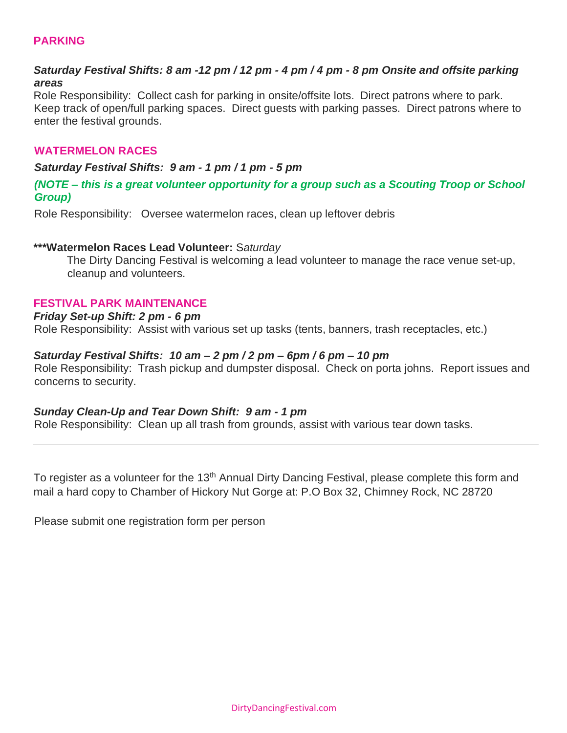## PARKING

***Saturday Festival Shifts: 8 am -12 pm / 12 pm - 4 pm / 4 pm - 8 pm Onsite and offsite parking areas***

Role Responsibility: Collect cash for parking in onsite/offsite lots. Direct patrons where to park. Keep track of open/full parking spaces. Direct guests with parking passes. Direct patrons where to enter the festival grounds.

## WATERMELON RACES

***Saturday Festival Shifts: 9 am - 1 pm / 1 pm - 5 pm***

***(NOTE – this is a great volunteer opportunity for a group such as a Scouting Troop or School Group)***

Role Responsibility: Oversee watermelon races, clean up leftover debris

**\*\*\*Watermelon Races Lead Volunteer:** S*aturday*

The Dirty Dancing Festival is welcoming a lead volunteer to manage the race venue set-up, cleanup and volunteers.

## FESTIVAL PARK MAINTENANCE

***Friday Set-up Shift: 2 pm - 6 pm***

Role Responsibility: Assist with various set up tasks (tents, banners, trash receptacles, etc.)

***Saturday Festival Shifts: 10 am – 2 pm / 2 pm – 6pm / 6 pm – 10 pm***

Role Responsibility: Trash pickup and dumpster disposal. Check on porta johns. Report issues and concerns to security.

***Sunday Clean-Up and Tear Down Shift: 9 am - 1 pm***

Role Responsibility: Clean up all trash from grounds, assist with various tear down tasks.

---

To register as a volunteer for the 13th Annual Dirty Dancing Festival, please complete this form and mail a hard copy to Chamber of Hickory Nut Gorge at: P.O Box 32, Chimney Rock, NC 28720

Please submit one registration form per person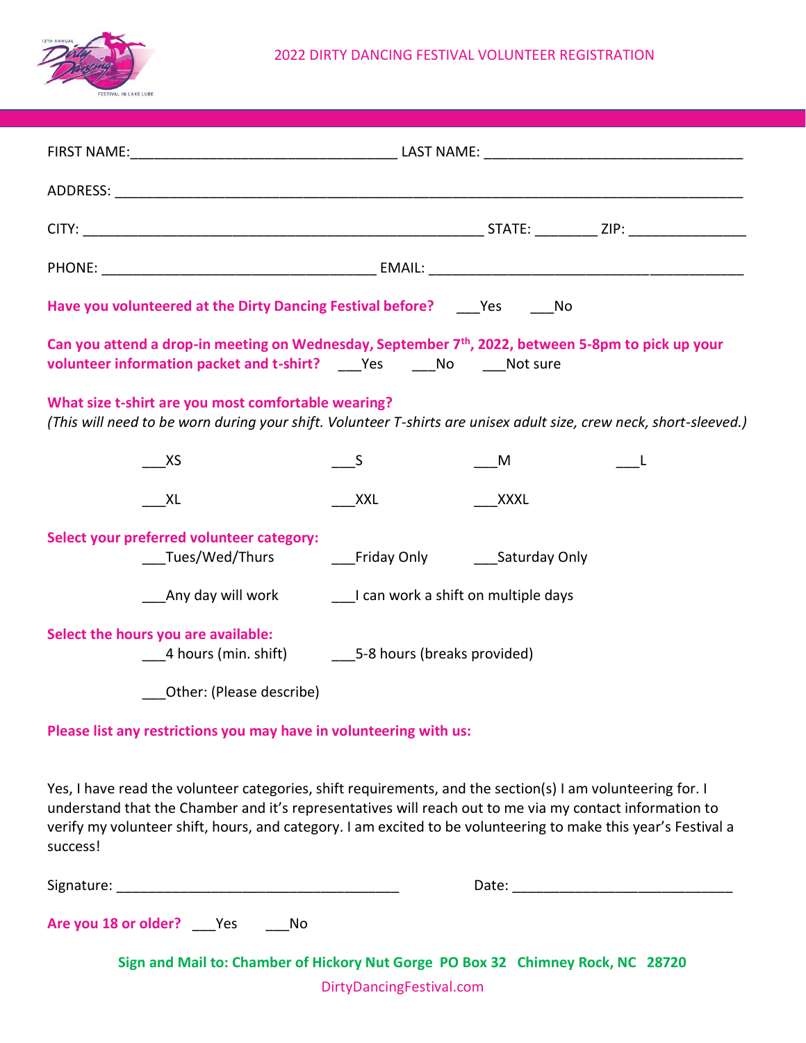# 2022 DIRTY DANCING FESTIVAL VOLUNTEER REGISTRATION

FIRST NAME:___________________________________ LAST NAME: _________________________________

ADDRESS: ___________________________________________________________________________________

CITY: _____________________________________________________ STATE: ________ ZIP: _______________

PHONE: ___________________________________ EMAIL: _________________________________________

**Have you volunteered at the Dirty Dancing Festival before?** ___Yes ___No

**Can you attend a drop-in meeting on Wednesday, September 7th, 2022, between 5-8pm to pick up your volunteer information packet and t-shirt?** ___Yes ___No ___Not sure

**What size t-shirt are you most comfortable wearing?**
*(This will need to be worn during your shift. Volunteer T-shirts are unisex adult size, crew neck, short-sleeved.)*

___XS ___S ___M ___L

___XL ___XXL ___XXXL

**Select your preferred volunteer category:**

___Tues/Wed/Thurs ___Friday Only ___Saturday Only

___Any day will work ___I can work a shift on multiple days

**Select the hours you are available:**

___4 hours (min. shift) ___5-8 hours (breaks provided)

___Other: (Please describe)

**Please list any restrictions you may have in volunteering with us:**

Yes, I have read the volunteer categories, shift requirements, and the section(s) I am volunteering for. I understand that the Chamber and it's representatives will reach out to me via my contact information to verify my volunteer shift, hours, and category. I am excited to be volunteering to make this year's Festival a success!

Signature: _____________________________________ Date: ____________________________

**Are you 18 or older?** ___Yes ___No

**Sign and Mail to: Chamber of Hickory Nut Gorge PO Box 32 Chimney Rock, NC 28720**

DirtyDancingFestival.com